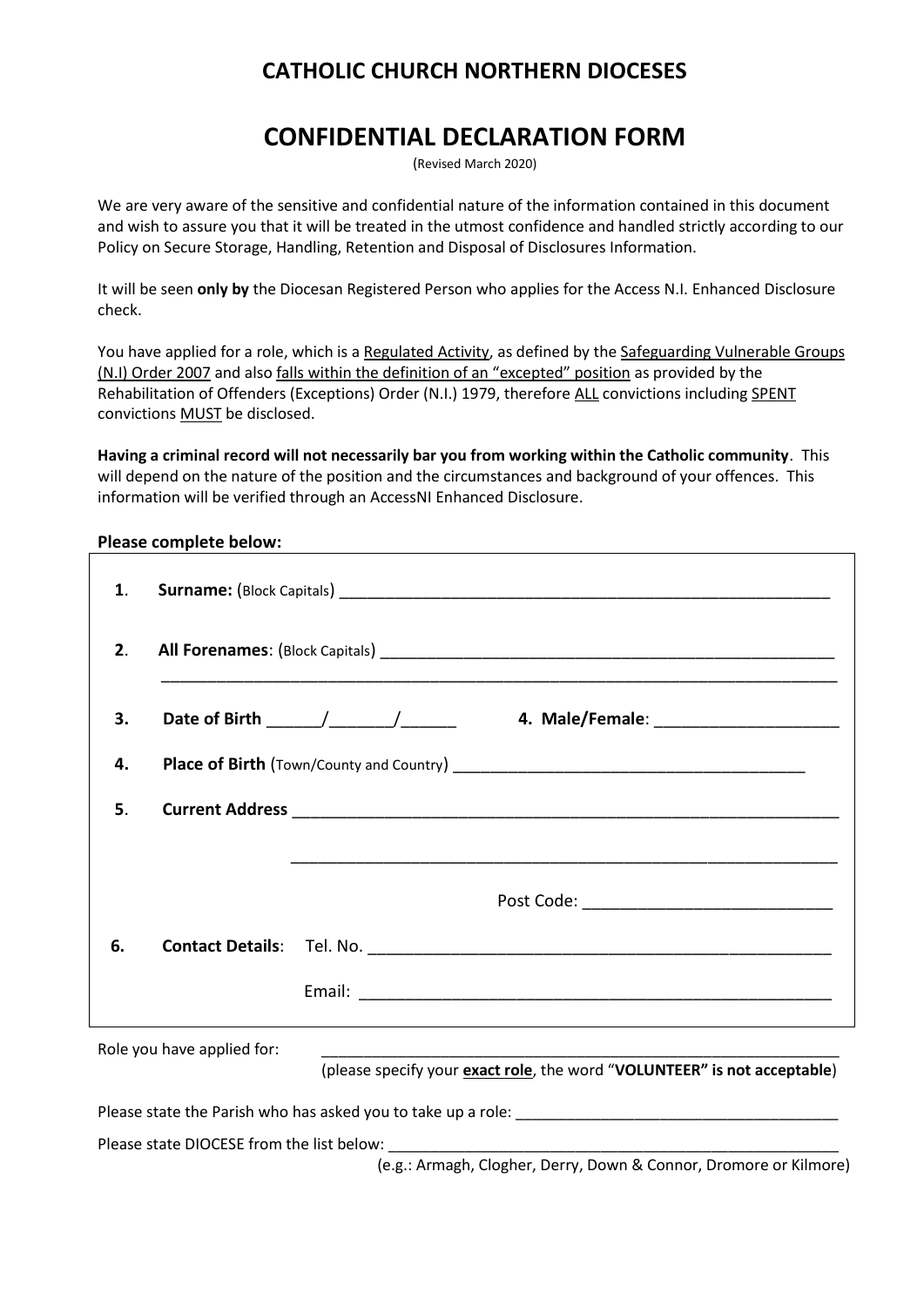# CATHOLIC CHURCH NORTHERN DIOCESES

## CONFIDENTIAL DECLARATION FORM

(Revised March 2020)

We are very aware of the sensitive and confidential nature of the information contained in this document and wish to assure you that it will be treated in the utmost confidence and handled strictly according to our Policy on Secure Storage, Handling, Retention and Disposal of Disclosures Information.

It will be seen **only by** the Diocesan Registered Person who applies for the Access N.I. Enhanced Disclosure check.

You have applied for a role, which is a Regulated Activity, as defined by the Safeguarding Vulnerable Groups (N.I) Order 2007 and also falls within the definition of an "excepted" position as provided by the Rehabilitation of Offenders (Exceptions) Order (N.I.) 1979, therefore ALL convictions including SPENT convictions MUST be disclosed.

**Having a criminal record will not necessarily bar you from working within the Catholic community**. This will depend on the nature of the position and the circumstances and background of your offences. This information will be verified through an AccessNI Enhanced Disclosure.

**Please complete below:**

1. **Surname:** (Block Capitals) ____________________________________________________________

2. **All Forenames**: (Block Capitals) ____________________________________________________________
   ____________________________________________________________________________

3. **Date of Birth** ______/_______/______ 4. **Male/Female**: ____________________

4. **Place of Birth** (Town/County and Country) ________________________________________

5. **Current Address** ____________________________________________________________
   ____________________________________________________________
   Post Code: ___________________________

6. **Contact Details**: Tel. No. ____________________________________________________
   Email: ____________________________________________________

Role you have applied for: ____________________________________________________________
(please specify your **exact role**, the word "**VOLUNTEER" is not acceptable**)

Please state the Parish who has asked you to take up a role: ______________________________________

Please state DIOCESE from the list below: ________________________________________________________
(e.g.: Armagh, Clogher, Derry, Down & Connor, Dromore or Kilmore)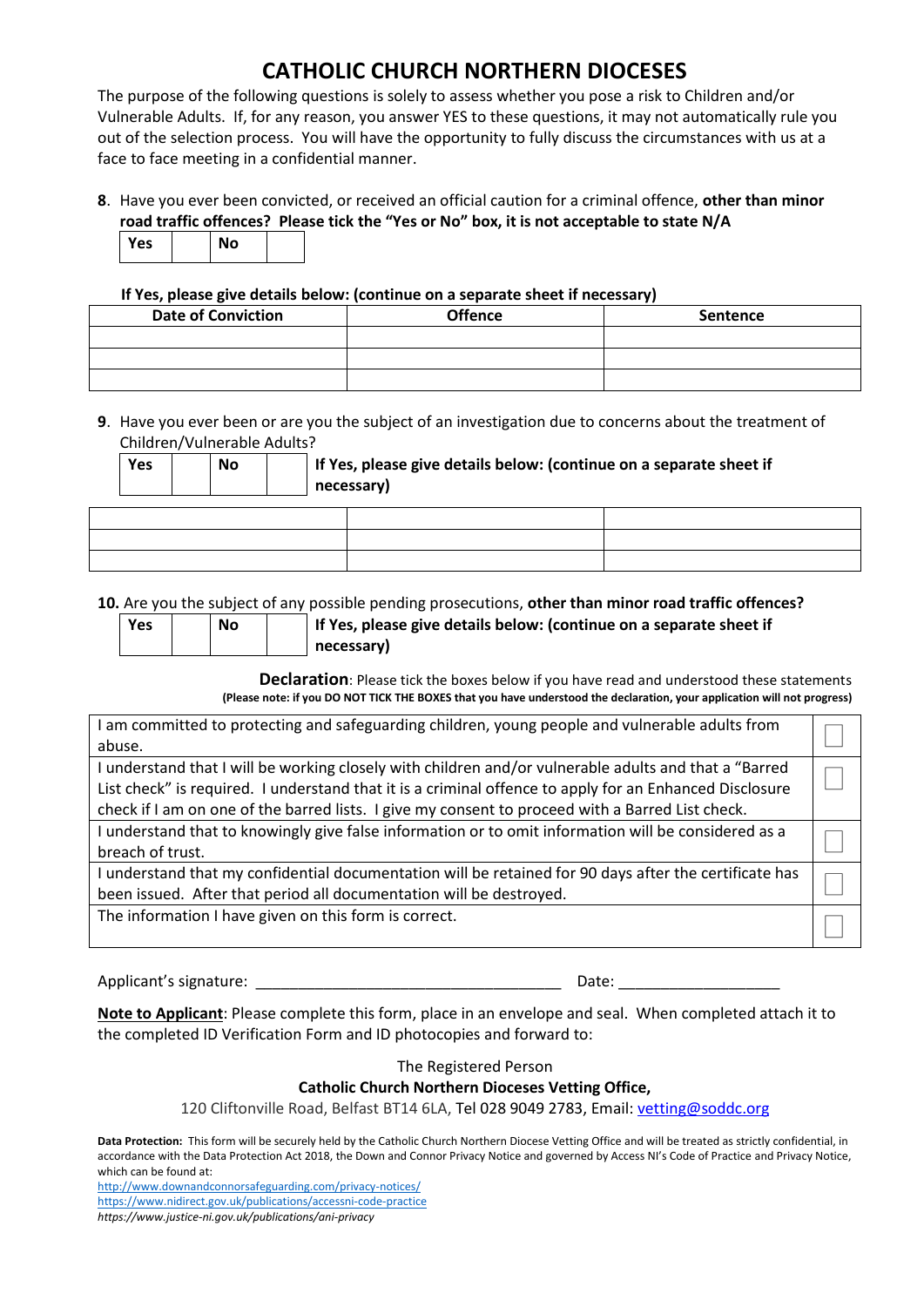# CATHOLIC CHURCH NORTHERN DIOCESES

The purpose of the following questions is solely to assess whether you pose a risk to Children and/or Vulnerable Adults. If, for any reason, you answer YES to these questions, it may not automatically rule you out of the selection process. You will have the opportunity to fully discuss the circumstances with us at a face to face meeting in a confidential manner.

**8**. Have you ever been convicted, or received an official caution for a criminal offence, **other than minor road traffic offences? Please tick the "Yes or No" box, it is not acceptable to state N/A**

| Yes | | No | |
|---|---|---|---|

**If Yes, please give details below: (continue on a separate sheet if necessary)**

| Date of Conviction | Offence | Sentence |
|---|---|---|
| | | |
| | | |
| | | |

**9**. Have you ever been or are you the subject of an investigation due to concerns about the treatment of Children/Vulnerable Adults?

| Yes | | No | |
|---|---|---|---|

**If Yes, please give details below: (continue on a separate sheet if necessary)**

| | | |
|---|---|---|
| | | |
| | | |
| | | |

**10.** Are you the subject of any possible pending prosecutions, **other than minor road traffic offences?**

| Yes | | No | |
|---|---|---|---|

**If Yes, please give details below: (continue on a separate sheet if necessary)**

**Declaration**: Please tick the boxes below if you have read and understood these statements
**(Please note: if you DO NOT TICK THE BOXES that you have understood the declaration, your application will not progress)**

| | |
|---|---|
| I am committed to protecting and safeguarding children, young people and vulnerable adults from abuse. | ☐ |
| I understand that I will be working closely with children and/or vulnerable adults and that a "Barred List check" is required. I understand that it is a criminal offence to apply for an Enhanced Disclosure check if I am on one of the barred lists. I give my consent to proceed with a Barred List check. | ☐ |
| I understand that to knowingly give false information or to omit information will be considered as a breach of trust. | ☐ |
| I understand that my confidential documentation will be retained for 90 days after the certificate has been issued. After that period all documentation will be destroyed. | ☐ |
| The information I have given on this form is correct. | ☐ |

Applicant's signature: ____________________________________ Date: ___________________

**Note to Applicant**: Please complete this form, place in an envelope and seal. When completed attach it to the completed ID Verification Form and ID photocopies and forward to:

The Registered Person
**Catholic Church Northern Dioceses Vetting Office,**
120 Cliftonville Road, Belfast BT14 6LA, Tel 028 9049 2783, Email: vetting@soddc.org

**Data Protection:** This form will be securely held by the Catholic Church Northern Diocese Vetting Office and will be treated as strictly confidential, in accordance with the Data Protection Act 2018, the Down and Connor Privacy Notice and governed by Access NI's Code of Practice and Privacy Notice, which can be found at:
http://www.downandconnorsafeguarding.com/privacy-notices/
https://www.nidirect.gov.uk/publications/accessni-code-practice
*https://www.justice-ni.gov.uk/publications/ani-privacy*